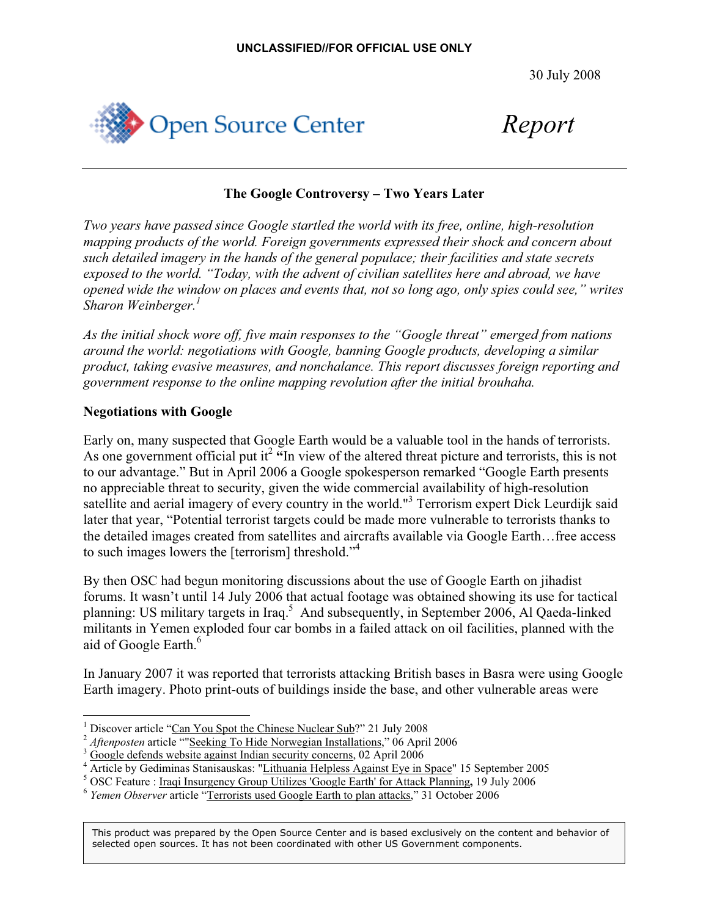UNCLASSIFIED//FOR OFFICIAL USE ONLY

30 July 2008

Open Source Center

*Report*

## The Google Controversy – Two Years Later

*Two years have passed since Google startled the world with its free, online, high-resolution mapping products of the world. Foreign governments expressed their shock and concern about such detailed imagery in the hands of the general populace; their facilities and state secrets exposed to the world. "Today, with the advent of civilian satellites here and abroad, we have opened wide the window on places and events that, not so long ago, only spies could see," writes Sharon Weinberger.*[1]

*As the initial shock wore off, five main responses to the "Google threat" emerged from nations around the world: negotiations with Google, banning Google products, developing a similar product, taking evasive measures, and nonchalance. This report discusses foreign reporting and government response to the online mapping revolution after the initial brouhaha.*

### Negotiations with Google

Early on, many suspected that Google Earth would be a valuable tool in the hands of terrorists. As one government official put it[2] **"**In view of the altered threat picture and terrorists, this is not to our advantage." But in April 2006 a Google spokesperson remarked "Google Earth presents no appreciable threat to security, given the wide commercial availability of high-resolution satellite and aerial imagery of every country in the world."[3] Terrorism expert Dick Leurdijk said later that year, "Potential terrorist targets could be made more vulnerable to terrorists thanks to the detailed images created from satellites and aircrafts available via Google Earth…free access to such images lowers the [terrorism] threshold."[4]

By then OSC had begun monitoring discussions about the use of Google Earth on jihadist forums. It wasn't until 14 July 2006 that actual footage was obtained showing its use for tactical planning: US military targets in Iraq.[5] And subsequently, in September 2006, Al Qaeda-linked militants in Yemen exploded four car bombs in a failed attack on oil facilities, planned with the aid of Google Earth.[6]

In January 2007 it was reported that terrorists attacking British bases in Basra were using Google Earth imagery. Photo print-outs of buildings inside the base, and other vulnerable areas were

---

[1] Discover article "Can You Spot the Chinese Nuclear Sub?" 21 July 2008
[2] *Aftenposten* article ""Seeking To Hide Norwegian Installations," 06 April 2006
[3] Google defends website against Indian security concerns, 02 April 2006
[4] Article by Gediminas Stanisauskas: "Lithuania Helpless Against Eye in Space" 15 September 2005
[5] OSC Feature : Iraqi Insurgency Group Utilizes 'Google Earth' for Attack Planning**,** 19 July 2006
[6] *Yemen Observer* article "Terrorists used Google Earth to plan attacks," 31 October 2006

This product was prepared by the Open Source Center and is based exclusively on the content and behavior of selected open sources. It has not been coordinated with other US Government components.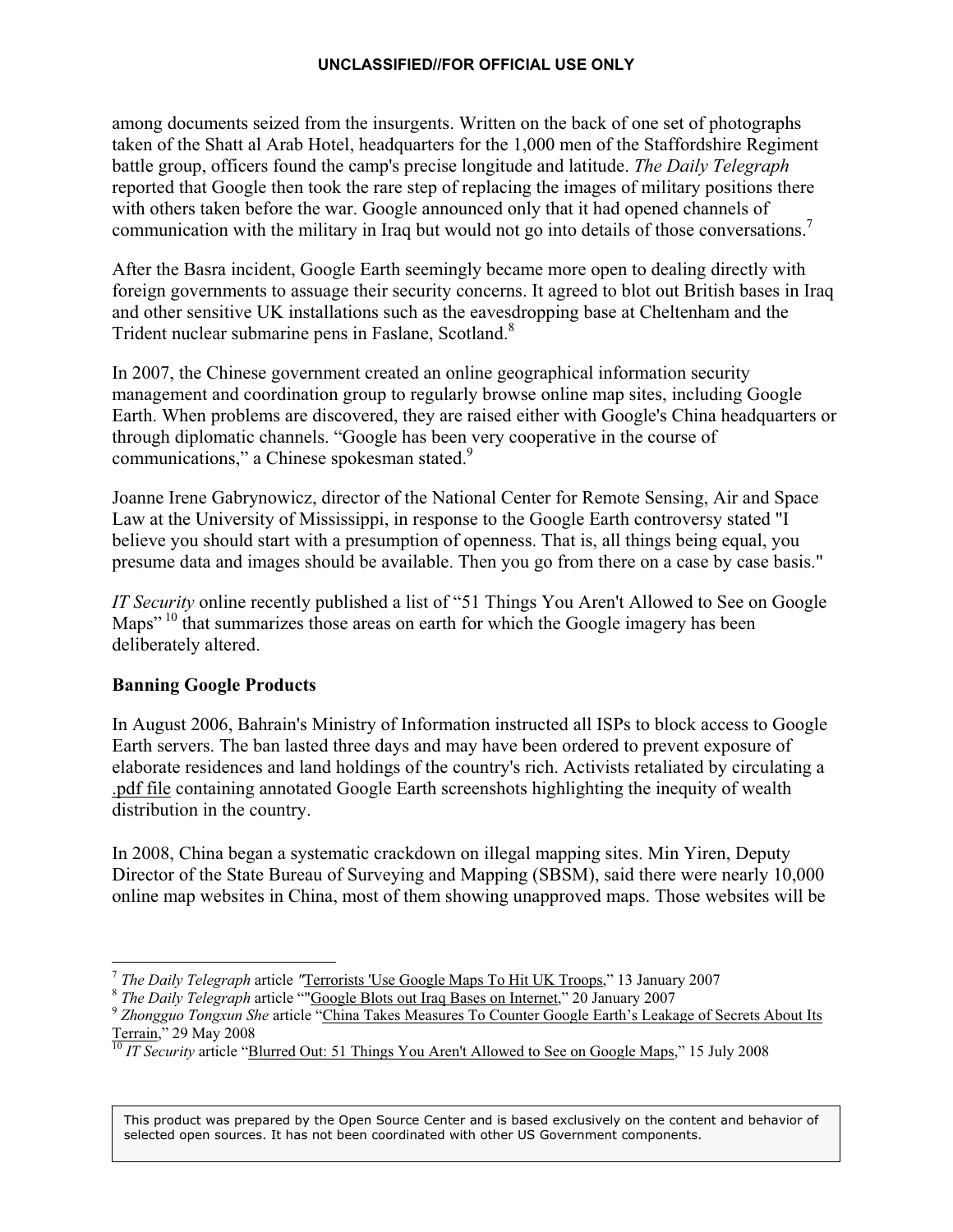among documents seized from the insurgents. Written on the back of one set of photographs taken of the Shatt al Arab Hotel, headquarters for the 1,000 men of the Staffordshire Regiment battle group, officers found the camp's precise longitude and latitude. *The Daily Telegraph* reported that Google then took the rare step of replacing the images of military positions there with others taken before the war. Google announced only that it had opened channels of communication with the military in Iraq but would not go into details of those conversations.[7]

After the Basra incident, Google Earth seemingly became more open to dealing directly with foreign governments to assuage their security concerns. It agreed to blot out British bases in Iraq and other sensitive UK installations such as the eavesdropping base at Cheltenham and the Trident nuclear submarine pens in Faslane, Scotland.[8]

In 2007, the Chinese government created an online geographical information security management and coordination group to regularly browse online map sites, including Google Earth. When problems are discovered, they are raised either with Google's China headquarters or through diplomatic channels. "Google has been very cooperative in the course of communications," a Chinese spokesman stated.[9]

Joanne Irene Gabrynowicz, director of the National Center for Remote Sensing, Air and Space Law at the University of Mississippi, in response to the Google Earth controversy stated "I believe you should start with a presumption of openness. That is, all things being equal, you presume data and images should be available. Then you go from there on a case by case basis."

*IT Security* online recently published a list of "51 Things You Aren't Allowed to See on Google Maps" [10] that summarizes those areas on earth for which the Google imagery has been deliberately altered.

**Banning Google Products**

In August 2006, Bahrain's Ministry of Information instructed all ISPs to block access to Google Earth servers. The ban lasted three days and may have been ordered to prevent exposure of elaborate residences and land holdings of the country's rich. Activists retaliated by circulating a .pdf file containing annotated Google Earth screenshots highlighting the inequity of wealth distribution in the country.

In 2008, China began a systematic crackdown on illegal mapping sites. Min Yiren, Deputy Director of the State Bureau of Surveying and Mapping (SBSM), said there were nearly 10,000 online map websites in China, most of them showing unapproved maps. Those websites will be

---

[7] *The Daily Telegraph* article "Terrorists 'Use Google Maps To Hit UK Troops," 13 January 2007

[8] *The Daily Telegraph* article ""Google Blots out Iraq Bases on Internet," 20 January 2007

[9] *Zhongguo Tongxun She* article "China Takes Measures To Counter Google Earth's Leakage of Secrets About Its Terrain," 29 May 2008

[10] *IT Security* article "Blurred Out: 51 Things You Aren't Allowed to See on Google Maps," 15 July 2008

This product was prepared by the Open Source Center and is based exclusively on the content and behavior of selected open sources. It has not been coordinated with other US Government components.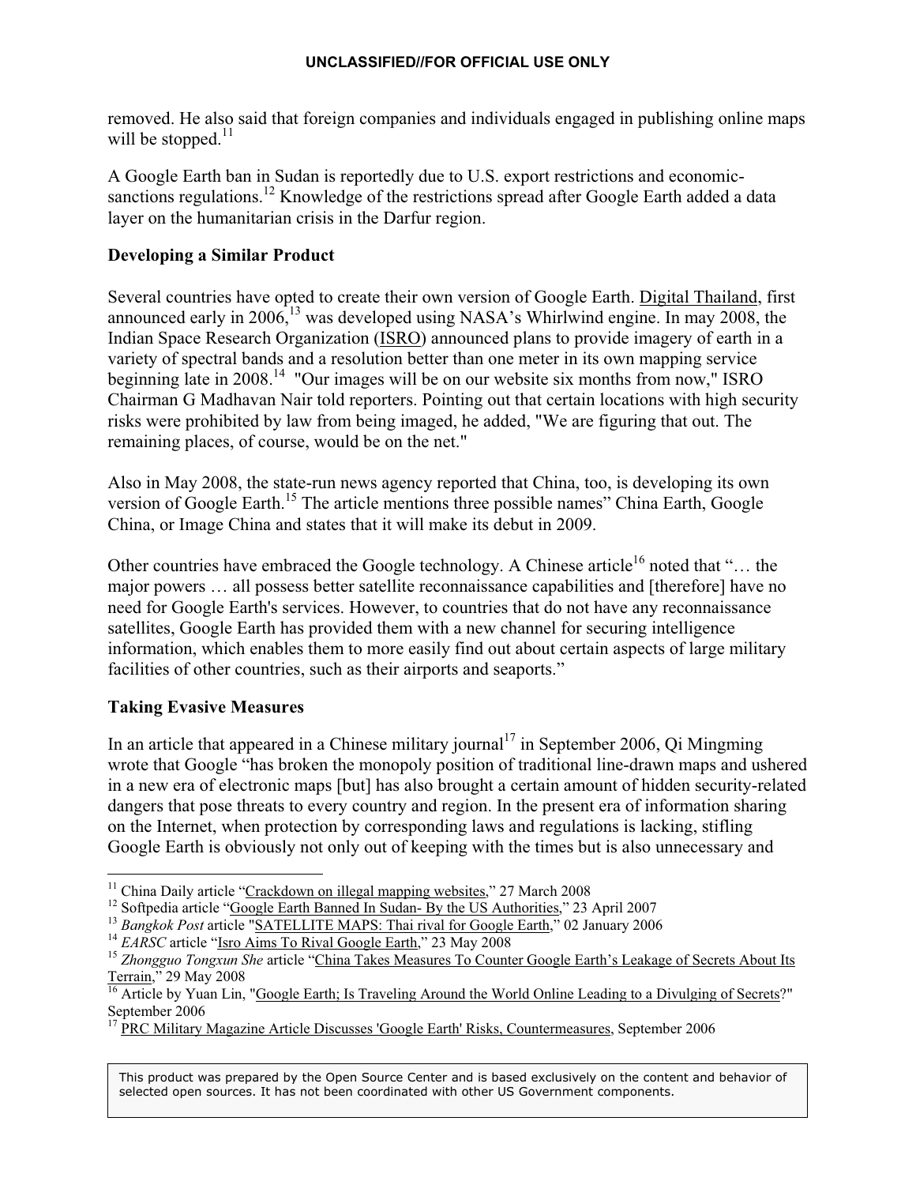removed. He also said that foreign companies and individuals engaged in publishing online maps will be stopped.[11]

A Google Earth ban in Sudan is reportedly due to U.S. export restrictions and economic-sanctions regulations.[12] Knowledge of the restrictions spread after Google Earth added a data layer on the humanitarian crisis in the Darfur region.

**Developing a Similar Product**

Several countries have opted to create their own version of Google Earth. Digital Thailand, first announced early in 2006,[13] was developed using NASA's Whirlwind engine. In may 2008, the Indian Space Research Organization (ISRO) announced plans to provide imagery of earth in a variety of spectral bands and a resolution better than one meter in its own mapping service beginning late in 2008.[14] "Our images will be on our website six months from now," ISRO Chairman G Madhavan Nair told reporters. Pointing out that certain locations with high security risks were prohibited by law from being imaged, he added, "We are figuring that out. The remaining places, of course, would be on the net."

Also in May 2008, the state-run news agency reported that China, too, is developing its own version of Google Earth.[15] The article mentions three possible names" China Earth, Google China, or Image China and states that it will make its debut in 2009.

Other countries have embraced the Google technology. A Chinese article[16] noted that "… the major powers … all possess better satellite reconnaissance capabilities and [therefore] have no need for Google Earth's services. However, to countries that do not have any reconnaissance satellites, Google Earth has provided them with a new channel for securing intelligence information, which enables them to more easily find out about certain aspects of large military facilities of other countries, such as their airports and seaports."

**Taking Evasive Measures**

In an article that appeared in a Chinese military journal[17] in September 2006, Qi Mingming wrote that Google "has broken the monopoly position of traditional line-drawn maps and ushered in a new era of electronic maps [but] has also brought a certain amount of hidden security-related dangers that pose threats to every country and region. In the present era of information sharing on the Internet, when protection by corresponding laws and regulations is lacking, stifling Google Earth is obviously not only out of keeping with the times but is also unnecessary and

---

[11] China Daily article "Crackdown on illegal mapping websites," 27 March 2008

[12] Softpedia article "Google Earth Banned In Sudan- By the US Authorities," 23 April 2007

[13] *Bangkok Post* article "SATELLITE MAPS: Thai rival for Google Earth," 02 January 2006

[14] *EARSC* article "Isro Aims To Rival Google Earth," 23 May 2008

[15] *Zhongguo Tongxun She* article "China Takes Measures To Counter Google Earth's Leakage of Secrets About Its Terrain," 29 May 2008

[16] Article by Yuan Lin, "Google Earth; Is Traveling Around the World Online Leading to a Divulging of Secrets?" September 2006

[17] PRC Military Magazine Article Discusses 'Google Earth' Risks, Countermeasures, September 2006

This product was prepared by the Open Source Center and is based exclusively on the content and behavior of selected open sources. It has not been coordinated with other US Government components.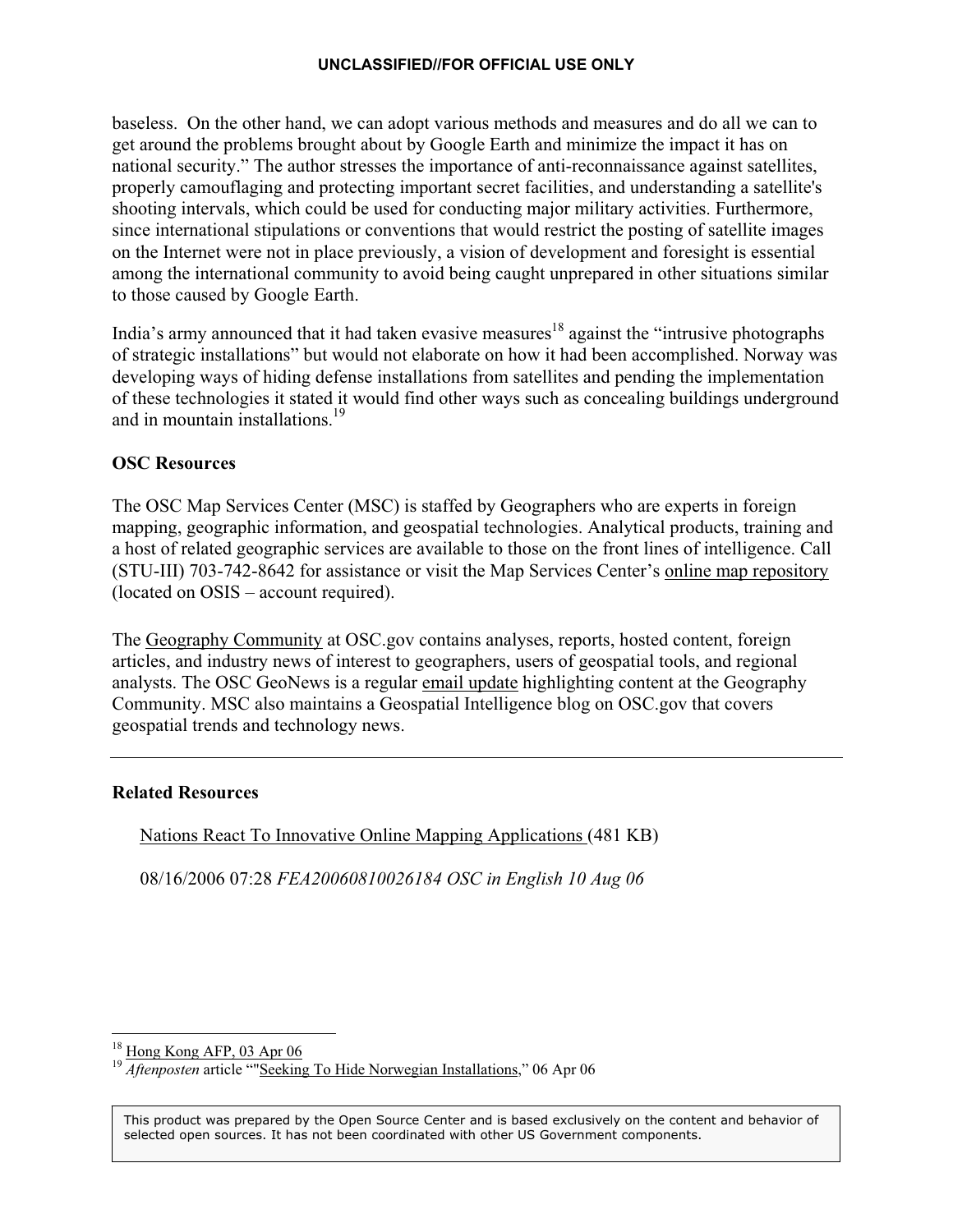baseless. On the other hand, we can adopt various methods and measures and do all we can to get around the problems brought about by Google Earth and minimize the impact it has on national security." The author stresses the importance of anti-reconnaissance against satellites, properly camouflaging and protecting important secret facilities, and understanding a satellite's shooting intervals, which could be used for conducting major military activities. Furthermore, since international stipulations or conventions that would restrict the posting of satellite images on the Internet were not in place previously, a vision of development and foresight is essential among the international community to avoid being caught unprepared in other situations similar to those caused by Google Earth.

India's army announced that it had taken evasive measures[18] against the "intrusive photographs of strategic installations" but would not elaborate on how it had been accomplished. Norway was developing ways of hiding defense installations from satellites and pending the implementation of these technologies it stated it would find other ways such as concealing buildings underground and in mountain installations.[19]

**OSC Resources**

The OSC Map Services Center (MSC) is staffed by Geographers who are experts in foreign mapping, geographic information, and geospatial technologies. Analytical products, training and a host of related geographic services are available to those on the front lines of intelligence. Call (STU-III) 703-742-8642 for assistance or visit the Map Services Center's online map repository (located on OSIS – account required).

The Geography Community at OSC.gov contains analyses, reports, hosted content, foreign articles, and industry news of interest to geographers, users of geospatial tools, and regional analysts. The OSC GeoNews is a regular email update highlighting content at the Geography Community. MSC also maintains a Geospatial Intelligence blog on OSC.gov that covers geospatial trends and technology news.

---

**Related Resources**

Nations React To Innovative Online Mapping Applications (481 KB)

08/16/2006 07:28 *FEA20060810026184 OSC in English 10 Aug 06*

[18] Hong Kong AFP, 03 Apr 06

[19] *Aftenposten* article ""Seeking To Hide Norwegian Installations," 06 Apr 06

This product was prepared by the Open Source Center and is based exclusively on the content and behavior of selected open sources. It has not been coordinated with other US Government components.